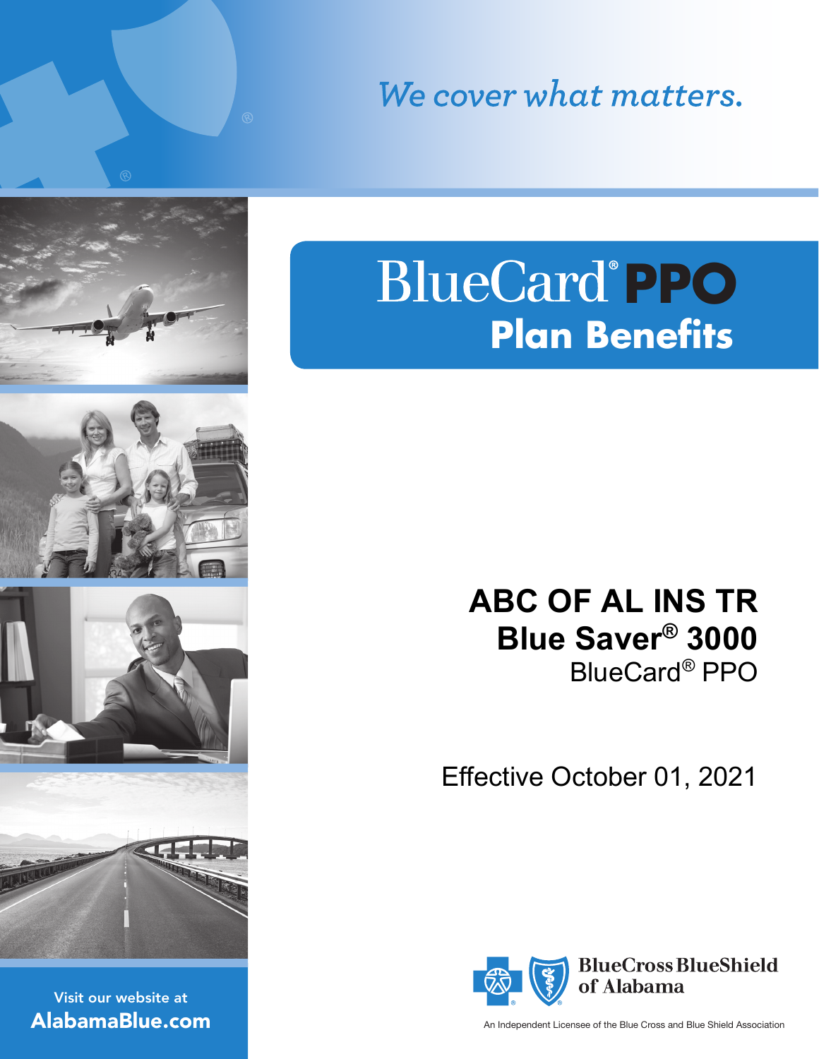*We cover what matters.*

# BlueCard® PPO Plan Benefits

**ABC OF AL INS TR**

**Blue Saver® 3000**

BlueCard® PPO

Effective October 01, 2021

Visit our website at **AlabamaBlue.com**

BlueCross BlueShield of Alabama

An Independent Licensee of the Blue Cross and Blue Shield Association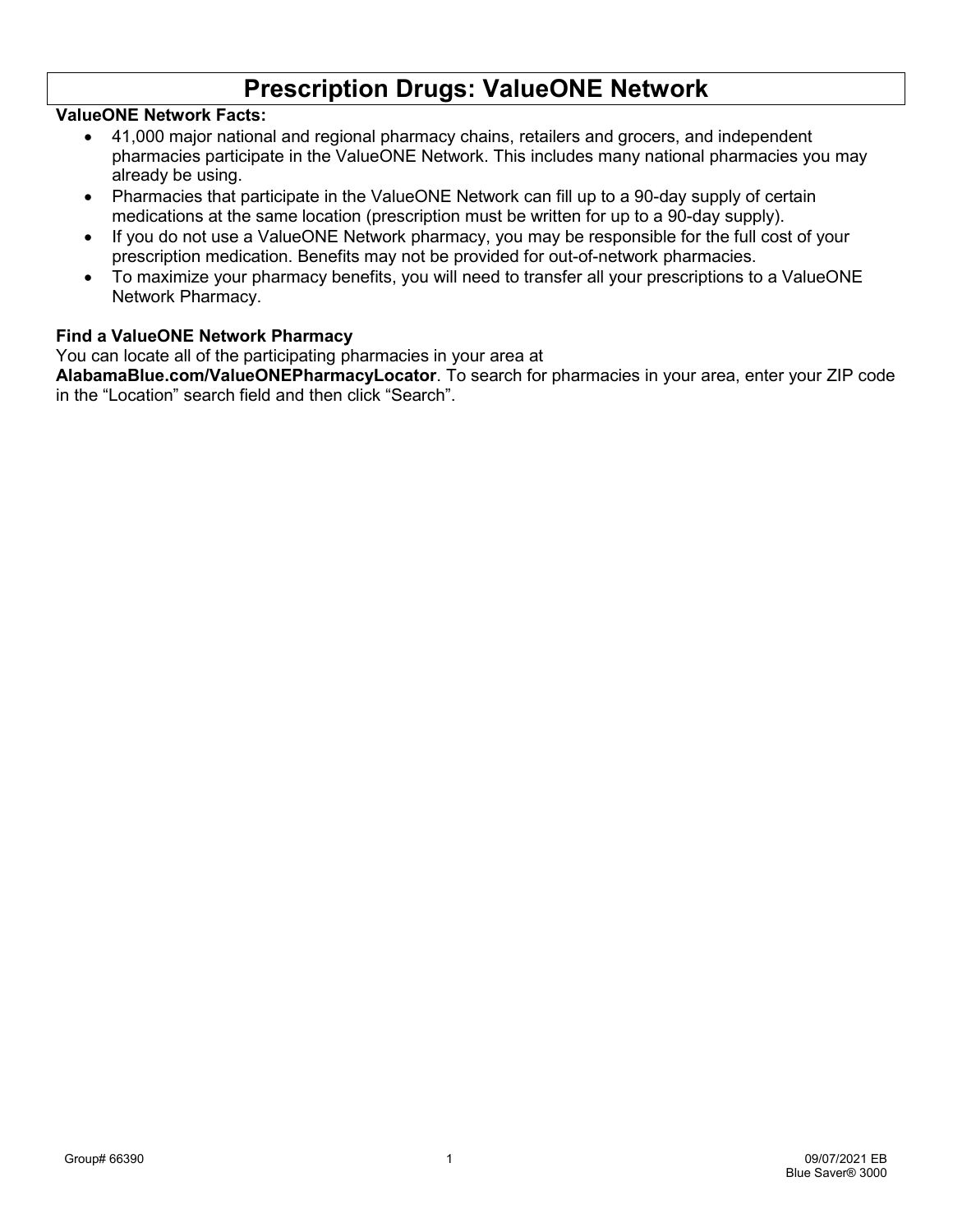# Prescription Drugs: ValueONE Network

**ValueONE Network Facts:**

- 41,000 major national and regional pharmacy chains, retailers and grocers, and independent pharmacies participate in the ValueONE Network. This includes many national pharmacies you may already be using.
- Pharmacies that participate in the ValueONE Network can fill up to a 90-day supply of certain medications at the same location (prescription must be written for up to a 90-day supply).
- If you do not use a ValueONE Network pharmacy, you may be responsible for the full cost of your prescription medication. Benefits may not be provided for out-of-network pharmacies.
- To maximize your pharmacy benefits, you will need to transfer all your prescriptions to a ValueONE Network Pharmacy.

**Find a ValueONE Network Pharmacy**

You can locate all of the participating pharmacies in your area at **AlabamaBlue.com/ValueONEPharmacyLocator**. To search for pharmacies in your area, enter your ZIP code in the "Location" search field and then click "Search".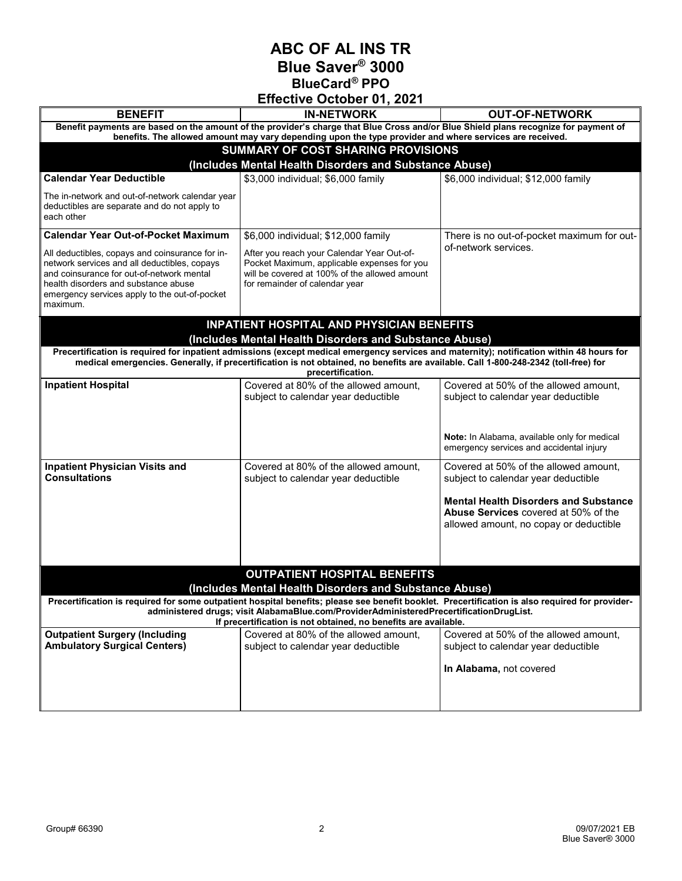# ABC OF AL INS TR
# Blue Saver® 3000
## BlueCard® PPO
## Effective October 01, 2021

| BENEFIT | IN-NETWORK | OUT-OF-NETWORK |
|---|---|---|
| **Benefit payments are based on the amount of the provider's charge that Blue Cross and/or Blue Shield plans recognize for payment of benefits. The allowed amount may vary depending upon the type provider and where services are received.** | | |
| **SUMMARY OF COST SHARING PROVISIONS (Includes Mental Health Disorders and Substance Abuse)** | | |
| **Calendar Year Deductible**<br><br>The in-network and out-of-network calendar year deductibles are separate and do not apply to each other | $3,000 individual; $6,000 family | $6,000 individual; $12,000 family |
| **Calendar Year Out-of-Pocket Maximum**<br><br>All deductibles, copays and coinsurance for in-network services and all deductibles, copays and coinsurance for out-of-network mental health disorders and substance abuse emergency services apply to the out-of-pocket maximum. | $6,000 individual; $12,000 family<br><br>After you reach your Calendar Year Out-of-Pocket Maximum, applicable expenses for you will be covered at 100% of the allowed amount for remainder of calendar year | There is no out-of-pocket maximum for out-of-network services. |
| **INPATIENT HOSPITAL AND PHYSICIAN BENEFITS (Includes Mental Health Disorders and Substance Abuse)** | | |
| **Precertification is required for inpatient admissions (except medical emergency services and maternity); notification within 48 hours for medical emergencies. Generally, if precertification is not obtained, no benefits are available. Call 1-800-248-2342 (toll-free) for precertification.** | | |
| **Inpatient Hospital** | Covered at 80% of the allowed amount, subject to calendar year deductible | Covered at 50% of the allowed amount, subject to calendar year deductible<br><br>**Note:** In Alabama, available only for medical emergency services and accidental injury |
| **Inpatient Physician Visits and Consultations** | Covered at 80% of the allowed amount, subject to calendar year deductible | Covered at 50% of the allowed amount, subject to calendar year deductible<br><br>**Mental Health Disorders and Substance Abuse Services** covered at 50% of the allowed amount, no copay or deductible |
| **OUTPATIENT HOSPITAL BENEFITS (Includes Mental Health Disorders and Substance Abuse)** | | |
| **Precertification is required for some outpatient hospital benefits; please see benefit booklet. Precertification is also required for provider-administered drugs; visit AlabamaBlue.com/ProviderAdministeredPrecertificationDrugList. If precertification is not obtained, no benefits are available.** | | |
| **Outpatient Surgery (Including Ambulatory Surgical Centers)** | Covered at 80% of the allowed amount, subject to calendar year deductible | Covered at 50% of the allowed amount, subject to calendar year deductible<br><br>**In Alabama,** not covered |

Group# 66390

09/07/2021 EB
Blue Saver® 3000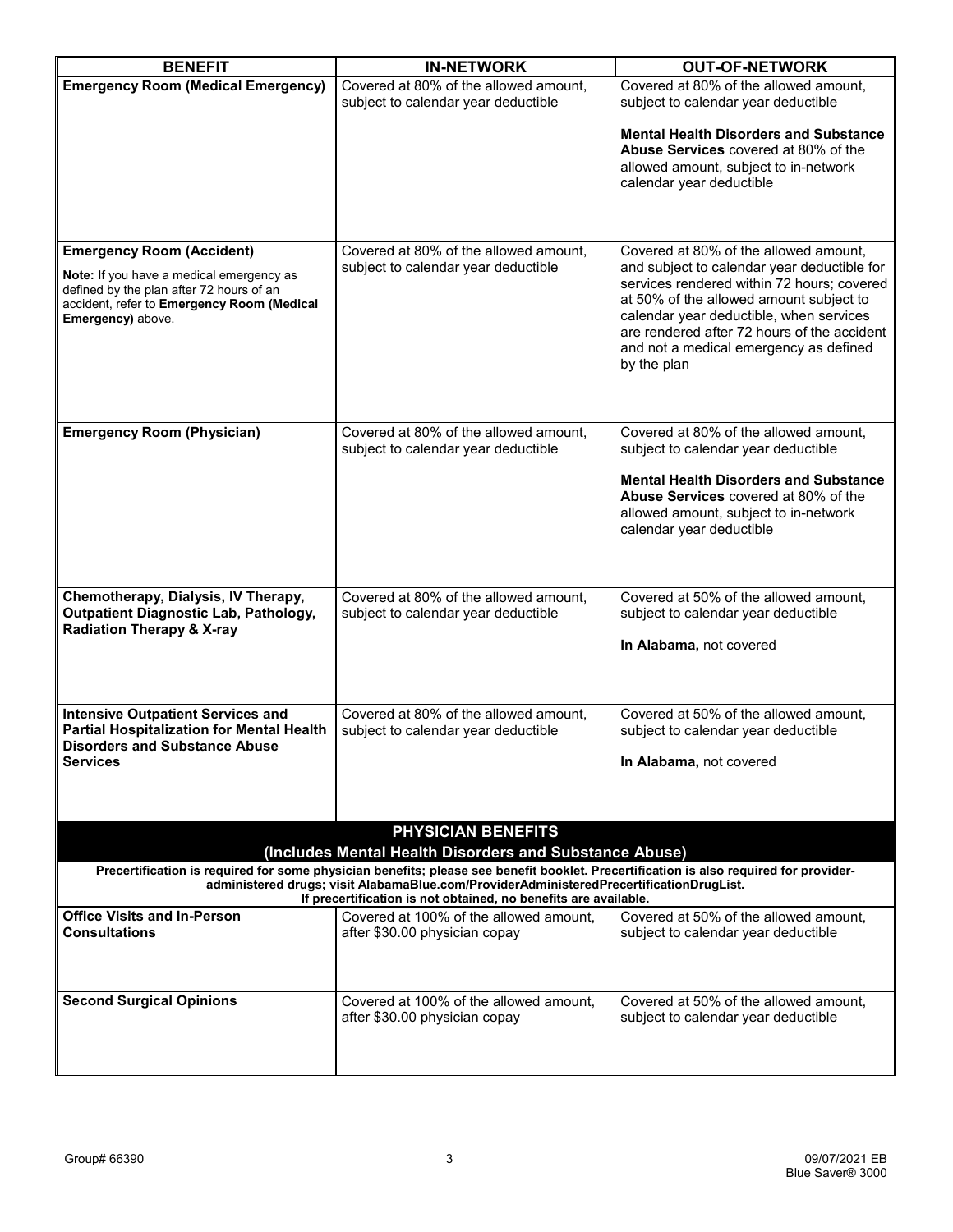| BENEFIT | IN-NETWORK | OUT-OF-NETWORK |
|---|---|---|
| **Emergency Room (Medical Emergency)** | Covered at 80% of the allowed amount, subject to calendar year deductible | Covered at 80% of the allowed amount, subject to calendar year deductible<br><br>**Mental Health Disorders and Substance Abuse Services** covered at 80% of the allowed amount, subject to in-network calendar year deductible |
| **Emergency Room (Accident)**<br><br>**Note:** If you have a medical emergency as defined by the plan after 72 hours of an accident, refer to **Emergency Room (Medical Emergency)** above. | Covered at 80% of the allowed amount, subject to calendar year deductible | Covered at 80% of the allowed amount, and subject to calendar year deductible for services rendered within 72 hours; covered at 50% of the allowed amount subject to calendar year deductible, when services are rendered after 72 hours of the accident and not a medical emergency as defined by the plan |
| **Emergency Room (Physician)** | Covered at 80% of the allowed amount, subject to calendar year deductible | Covered at 80% of the allowed amount, subject to calendar year deductible<br><br>**Mental Health Disorders and Substance Abuse Services** covered at 80% of the allowed amount, subject to in-network calendar year deductible |
| **Chemotherapy, Dialysis, IV Therapy, Outpatient Diagnostic Lab, Pathology, Radiation Therapy & X-ray** | Covered at 80% of the allowed amount, subject to calendar year deductible | Covered at 50% of the allowed amount, subject to calendar year deductible<br><br>**In Alabama,** not covered |
| **Intensive Outpatient Services and Partial Hospitalization for Mental Health Disorders and Substance Abuse Services** | Covered at 80% of the allowed amount, subject to calendar year deductible | Covered at 50% of the allowed amount, subject to calendar year deductible<br><br>**In Alabama,** not covered |
| **PHYSICIAN BENEFITS (Includes Mental Health Disorders and Substance Abuse)** | | |
| **Precertification is required for some physician benefits; please see benefit booklet. Precertification is also required for provider-administered drugs; visit AlabamaBlue.com/ProviderAdministeredPrecertificationDrugList. If precertification is not obtained, no benefits are available.** | | |
| **Office Visits and In-Person Consultations** | Covered at 100% of the allowed amount, after $30.00 physician copay | Covered at 50% of the allowed amount, subject to calendar year deductible |
| **Second Surgical Opinions** | Covered at 100% of the allowed amount, after $30.00 physician copay | Covered at 50% of the allowed amount, subject to calendar year deductible |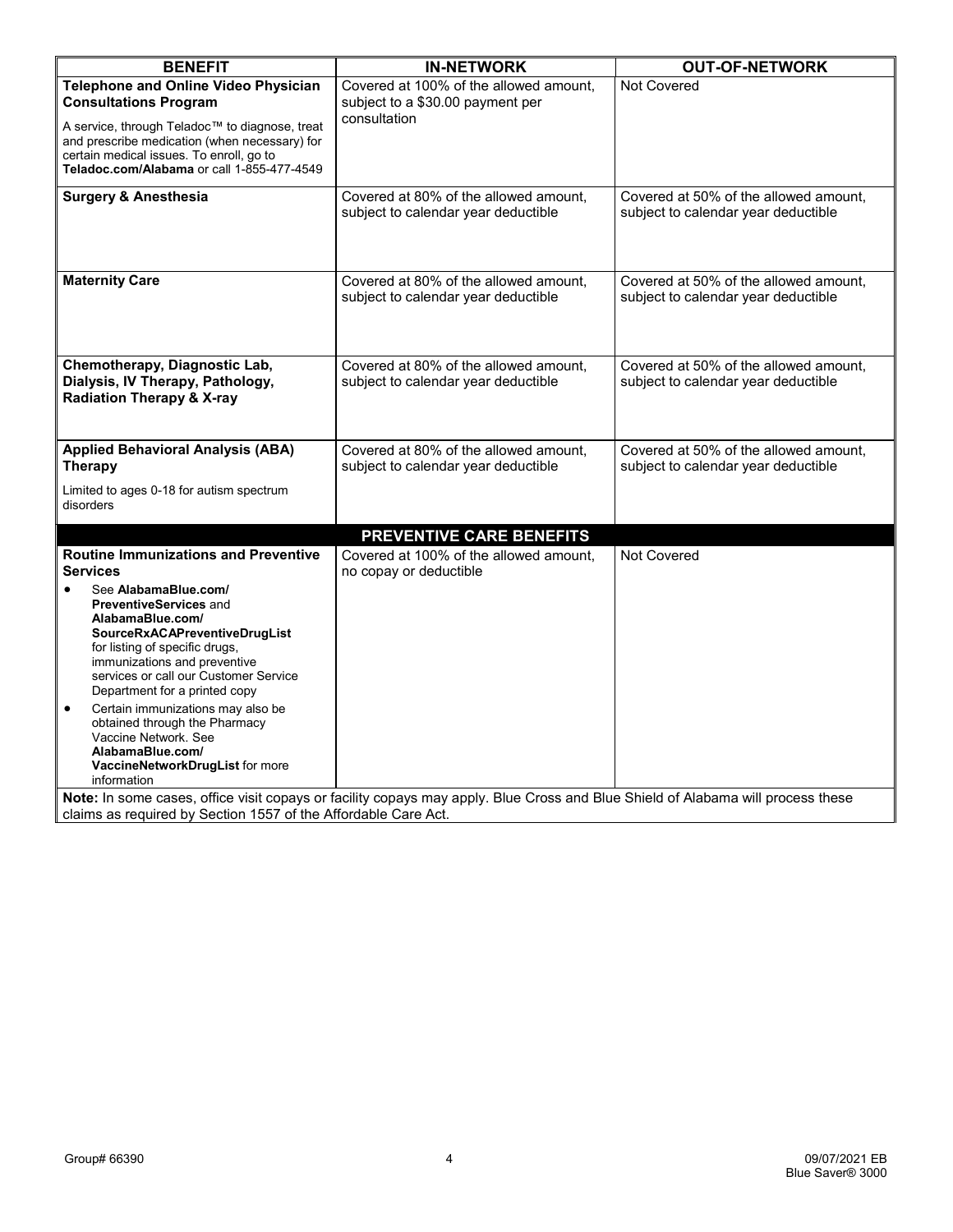| BENEFIT | IN-NETWORK | OUT-OF-NETWORK |
|---|---|---|
| **Telephone and Online Video Physician Consultations Program**<br><br>A service, through Teladoc™ to diagnose, treat and prescribe medication (when necessary) for certain medical issues. To enroll, go to **Teladoc.com/Alabama** or call 1-855-477-4549 | Covered at 100% of the allowed amount, subject to a $30.00 payment per consultation | Not Covered |
| **Surgery & Anesthesia** | Covered at 80% of the allowed amount, subject to calendar year deductible | Covered at 50% of the allowed amount, subject to calendar year deductible |
| **Maternity Care** | Covered at 80% of the allowed amount, subject to calendar year deductible | Covered at 50% of the allowed amount, subject to calendar year deductible |
| **Chemotherapy, Diagnostic Lab, Dialysis, IV Therapy, Pathology, Radiation Therapy & X-ray** | Covered at 80% of the allowed amount, subject to calendar year deductible | Covered at 50% of the allowed amount, subject to calendar year deductible |
| **Applied Behavioral Analysis (ABA) Therapy**<br><br>Limited to ages 0-18 for autism spectrum disorders | Covered at 80% of the allowed amount, subject to calendar year deductible | Covered at 50% of the allowed amount, subject to calendar year deductible |
| | **PREVENTIVE CARE BENEFITS** | |
| **Routine Immunizations and Preventive Services**<br><br>• See **AlabamaBlue.com/PreventiveServices** and **AlabamaBlue.com/SourceRxACAPreventiveDrugList** for listing of specific drugs, immunizations and preventive services or call our Customer Service Department for a printed copy<br>• Certain immunizations may also be obtained through the Pharmacy Vaccine Network. See **AlabamaBlue.com/VaccineNetworkDrugList** for more information | Covered at 100% of the allowed amount, no copay or deductible | Not Covered |

**Note:** In some cases, office visit copays or facility copays may apply. Blue Cross and Blue Shield of Alabama will process these claims as required by Section 1557 of the Affordable Care Act.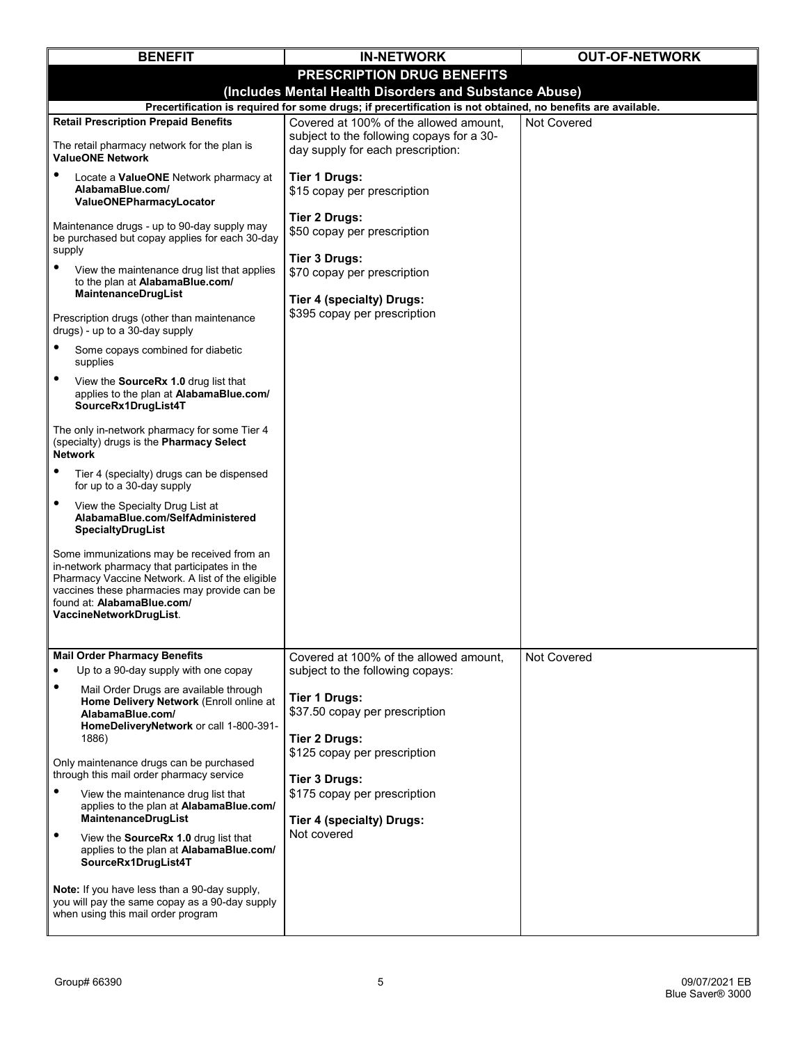| BENEFIT | IN-NETWORK | OUT-OF-NETWORK |
|---|---|---|
| **PRESCRIPTION DRUG BENEFITS (Includes Mental Health Disorders and Substance Abuse)** | | |
| **Precertification is required for some drugs; if precertification is not obtained, no benefits are available.** | | |
| **Retail Prescription Prepaid Benefits**<br><br>The retail pharmacy network for the plan is **ValueONE Network**<br>• Locate a **ValueONE** Network pharmacy at **AlabamaBlue.com/ValueONEPharmacyLocator**<br><br>Maintenance drugs - up to 90-day supply may be purchased but copay applies for each 30-day supply<br>• View the maintenance drug list that applies to the plan at **AlabamaBlue.com/MaintenanceDrugList**<br><br>Prescription drugs (other than maintenance drugs) - up to a 30-day supply<br>• Some copays combined for diabetic supplies<br>• View the **SourceRx 1.0** drug list that applies to the plan at **AlabamaBlue.com/SourceRx1DrugList4T**<br><br>The only in-network pharmacy for some Tier 4 (specialty) drugs is the **Pharmacy Select Network**<br>• Tier 4 (specialty) drugs can be dispensed for up to a 30-day supply<br>• View the Specialty Drug List at **AlabamaBlue.com/SelfAdministeredSpecialtyDrugList**<br><br>Some immunizations may be received from an in-network pharmacy that participates in the Pharmacy Vaccine Network. A list of the eligible vaccines these pharmacies may provide can be found at: **AlabamaBlue.com/VaccineNetworkDrugList**. | Covered at 100% of the allowed amount, subject to the following copays for a 30-day supply for each prescription:<br><br>**Tier 1 Drugs:**<br>$15 copay per prescription<br><br>**Tier 2 Drugs:**<br>$50 copay per prescription<br><br>**Tier 3 Drugs:**<br>$70 copay per prescription<br><br>**Tier 4 (specialty) Drugs:**<br>$395 copay per prescription | Not Covered |
| **Mail Order Pharmacy Benefits**<br>• Up to a 90-day supply with one copay<br>• Mail Order Drugs are available through **Home Delivery Network** (Enroll online at **AlabamaBlue.com/HomeDeliveryNetwork** or call 1-800-391-1886)<br><br>Only maintenance drugs can be purchased through this mail order pharmacy service<br>• View the maintenance drug list that applies to the plan at **AlabamaBlue.com/MaintenanceDrugList**<br>• View the **SourceRx 1.0** drug list that applies to the plan at **AlabamaBlue.com/SourceRx1DrugList4T**<br><br>**Note:** If you have less than a 90-day supply, you will pay the same copay as a 90-day supply when using this mail order program | Covered at 100% of the allowed amount, subject to the following copays:<br><br>**Tier 1 Drugs:**<br>$37.50 copay per prescription<br><br>**Tier 2 Drugs:**<br>$125 copay per prescription<br><br>**Tier 3 Drugs:**<br>$175 copay per prescription<br><br>**Tier 4 (specialty) Drugs:**<br>Not covered | Not Covered |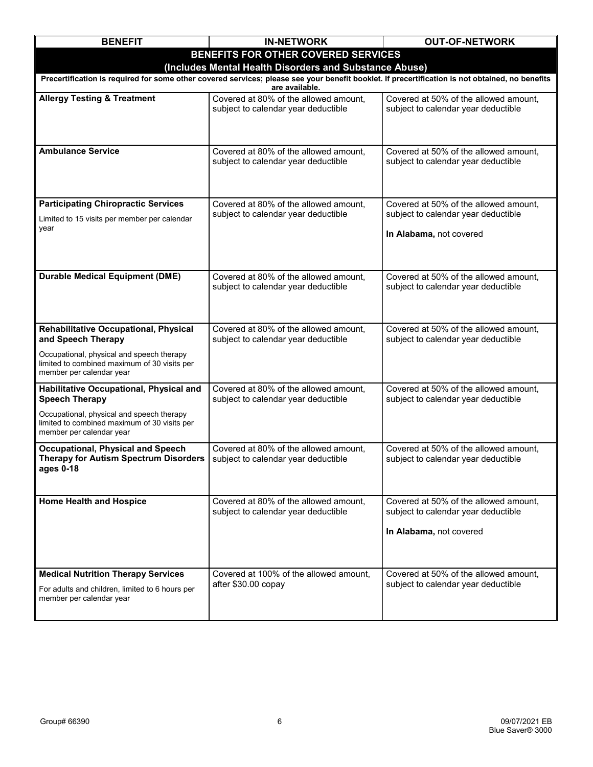| BENEFIT | IN-NETWORK | OUT-OF-NETWORK |
|---|---|---|
| **BENEFITS FOR OTHER COVERED SERVICES (Includes Mental Health Disorders and Substance Abuse)** | | |
| **Precertification is required for some other covered services; please see your benefit booklet. If precertification is not obtained, no benefits are available.** | | |
| **Allergy Testing & Treatment** | Covered at 80% of the allowed amount, subject to calendar year deductible | Covered at 50% of the allowed amount, subject to calendar year deductible |
| **Ambulance Service** | Covered at 80% of the allowed amount, subject to calendar year deductible | Covered at 50% of the allowed amount, subject to calendar year deductible |
| **Participating Chiropractic Services**<br>Limited to 15 visits per member per calendar year | Covered at 80% of the allowed amount, subject to calendar year deductible | Covered at 50% of the allowed amount, subject to calendar year deductible<br>**In Alabama,** not covered |
| **Durable Medical Equipment (DME)** | Covered at 80% of the allowed amount, subject to calendar year deductible | Covered at 50% of the allowed amount, subject to calendar year deductible |
| **Rehabilitative Occupational, Physical and Speech Therapy**<br>Occupational, physical and speech therapy limited to combined maximum of 30 visits per member per calendar year | Covered at 80% of the allowed amount, subject to calendar year deductible | Covered at 50% of the allowed amount, subject to calendar year deductible |
| **Habilitative Occupational, Physical and Speech Therapy**<br>Occupational, physical and speech therapy limited to combined maximum of 30 visits per member per calendar year | Covered at 80% of the allowed amount, subject to calendar year deductible | Covered at 50% of the allowed amount, subject to calendar year deductible |
| **Occupational, Physical and Speech Therapy for Autism Spectrum Disorders ages 0-18** | Covered at 80% of the allowed amount, subject to calendar year deductible | Covered at 50% of the allowed amount, subject to calendar year deductible |
| **Home Health and Hospice** | Covered at 80% of the allowed amount, subject to calendar year deductible | Covered at 50% of the allowed amount, subject to calendar year deductible<br>**In Alabama,** not covered |
| **Medical Nutrition Therapy Services**<br>For adults and children, limited to 6 hours per member per calendar year | Covered at 100% of the allowed amount, after $30.00 copay | Covered at 50% of the allowed amount, subject to calendar year deductible |

Group# 66390

09/07/2021 EB
Blue Saver® 3000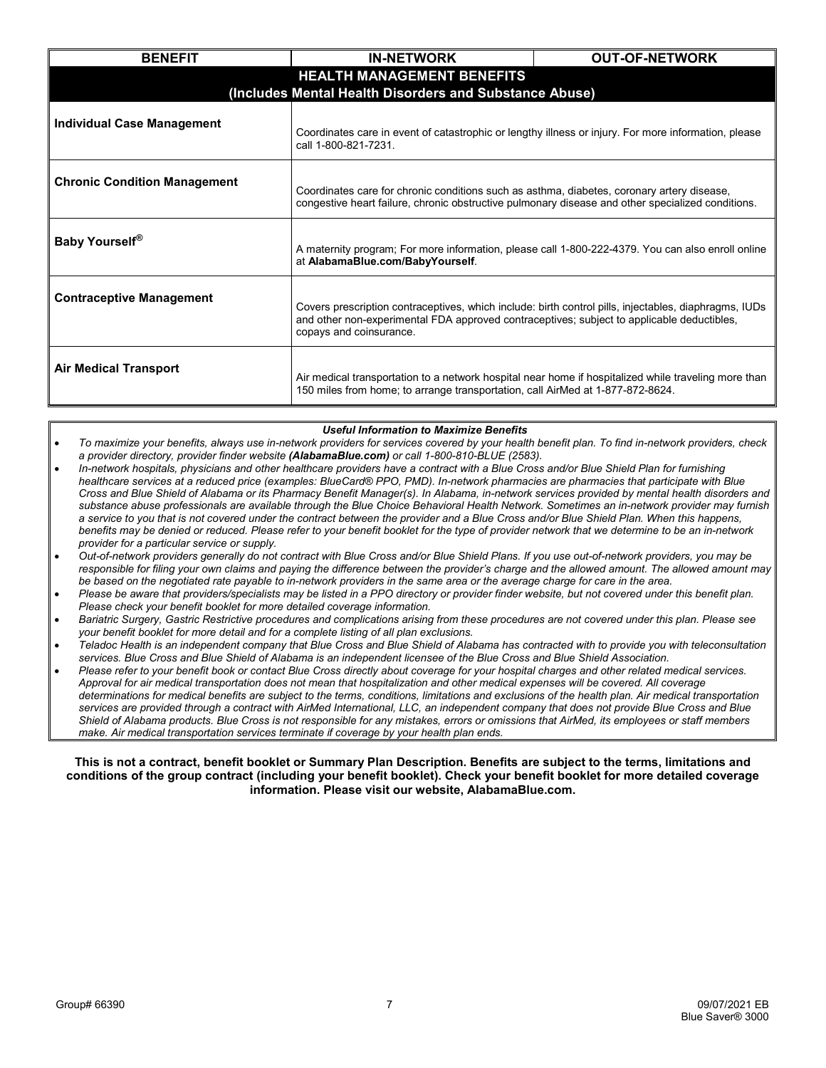| BENEFIT | IN-NETWORK | OUT-OF-NETWORK |
|---|---|---|
| **HEALTH MANAGEMENT BENEFITS (Includes Mental Health Disorders and Substance Abuse)** | | |
| **Individual Case Management** | Coordinates care in event of catastrophic or lengthy illness or injury. For more information, please call 1-800-821-7231. | |
| **Chronic Condition Management** | Coordinates care for chronic conditions such as asthma, diabetes, coronary artery disease, congestive heart failure, chronic obstructive pulmonary disease and other specialized conditions. | |
| **Baby Yourself®** | A maternity program; For more information, please call 1-800-222-4379. You can also enroll online at **AlabamaBlue.com/BabyYourself**. | |
| **Contraceptive Management** | Covers prescription contraceptives, which include: birth control pills, injectables, diaphragms, IUDs and other non-experimental FDA approved contraceptives; subject to applicable deductibles, copays and coinsurance. | |
| **Air Medical Transport** | Air medical transportation to a network hospital near home if hospitalized while traveling more than 150 miles from home; to arrange transportation, call AirMed at 1-877-872-8624. | |

***Useful Information to Maximize Benefits***

- *To maximize your benefits, always use in-network providers for services covered by your health benefit plan. To find in-network providers, check a provider directory, provider finder website **(AlabamaBlue.com)** or call 1-800-810-BLUE (2583).*
- *In-network hospitals, physicians and other healthcare providers have a contract with a Blue Cross and/or Blue Shield Plan for furnishing healthcare services at a reduced price (examples: BlueCard® PPO, PMD). In-network pharmacies are pharmacies that participate with Blue Cross and Blue Shield of Alabama or its Pharmacy Benefit Manager(s). In Alabama, in-network services provided by mental health disorders and substance abuse professionals are available through the Blue Choice Behavioral Health Network. Sometimes an in-network provider may furnish a service to you that is not covered under the contract between the provider and a Blue Cross and/or Blue Shield Plan. When this happens, benefits may be denied or reduced. Please refer to your benefit booklet for the type of provider network that we determine to be an in-network provider for a particular service or supply.*
- *Out-of-network providers generally do not contract with Blue Cross and/or Blue Shield Plans. If you use out-of-network providers, you may be responsible for filing your own claims and paying the difference between the provider's charge and the allowed amount. The allowed amount may be based on the negotiated rate payable to in-network providers in the same area or the average charge for care in the area.*
- *Please be aware that providers/specialists may be listed in a PPO directory or provider finder website, but not covered under this benefit plan. Please check your benefit booklet for more detailed coverage information.*
- *Bariatric Surgery, Gastric Restrictive procedures and complications arising from these procedures are not covered under this plan. Please see your benefit booklet for more detail and for a complete listing of all plan exclusions.*
- *Teladoc Health is an independent company that Blue Cross and Blue Shield of Alabama has contracted with to provide you with teleconsultation services. Blue Cross and Blue Shield of Alabama is an independent licensee of the Blue Cross and Blue Shield Association.*
- *Please refer to your benefit book or contact Blue Cross directly about coverage for your hospital charges and other related medical services. Approval for air medical transportation does not mean that hospitalization and other medical expenses will be covered. All coverage determinations for medical benefits are subject to the terms, conditions, limitations and exclusions of the health plan. Air medical transportation services are provided through a contract with AirMed International, LLC, an independent company that does not provide Blue Cross and Blue Shield of Alabama products. Blue Cross is not responsible for any mistakes, errors or omissions that AirMed, its employees or staff members make. Air medical transportation services terminate if coverage by your health plan ends.*

**This is not a contract, benefit booklet or Summary Plan Description. Benefits are subject to the terms, limitations and conditions of the group contract (including your benefit booklet). Check your benefit booklet for more detailed coverage information. Please visit our website, AlabamaBlue.com.**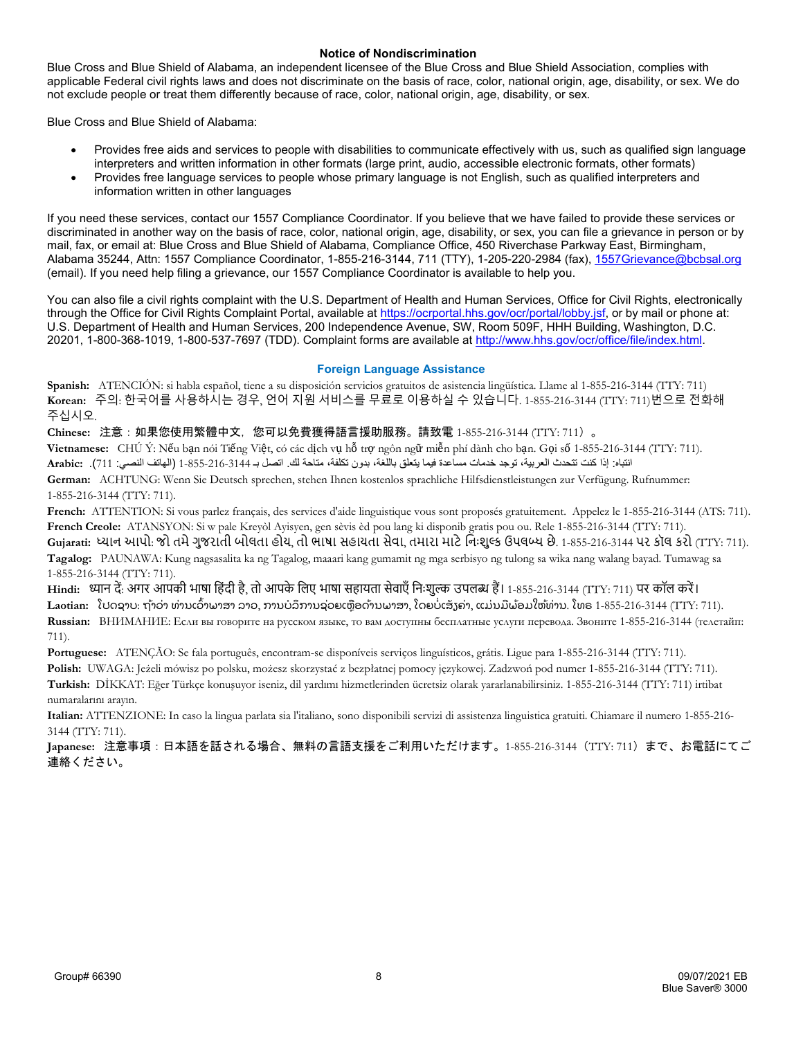## Notice of Nondiscrimination

Blue Cross and Blue Shield of Alabama, an independent licensee of the Blue Cross and Blue Shield Association, complies with applicable Federal civil rights laws and does not discriminate on the basis of race, color, national origin, age, disability, or sex. We do not exclude people or treat them differently because of race, color, national origin, age, disability, or sex.

Blue Cross and Blue Shield of Alabama:

- Provides free aids and services to people with disabilities to communicate effectively with us, such as qualified sign language interpreters and written information in other formats (large print, audio, accessible electronic formats, other formats)
- Provides free language services to people whose primary language is not English, such as qualified interpreters and information written in other languages

If you need these services, contact our 1557 Compliance Coordinator. If you believe that we have failed to provide these services or discriminated in another way on the basis of race, color, national origin, age, disability, or sex, you can file a grievance in person or by mail, fax, or email at: Blue Cross and Blue Shield of Alabama, Compliance Office, 450 Riverchase Parkway East, Birmingham, Alabama 35244, Attn: 1557 Compliance Coordinator, 1-855-216-3144, 711 (TTY), 1-205-220-2984 (fax), 1557Grievance@bcbsal.org (email). If you need help filing a grievance, our 1557 Compliance Coordinator is available to help you.

You can also file a civil rights complaint with the U.S. Department of Health and Human Services, Office for Civil Rights, electronically through the Office for Civil Rights Complaint Portal, available at https://ocrportal.hhs.gov/ocr/portal/lobby.jsf, or by mail or phone at: U.S. Department of Health and Human Services, 200 Independence Avenue, SW, Room 509F, HHH Building, Washington, D.C. 20201, 1-800-368-1019, 1-800-537-7697 (TDD). Complaint forms are available at http://www.hhs.gov/ocr/office/file/index.html.

### Foreign Language Assistance

**Spanish:** ATENCIÓN: si habla español, tiene a su disposición servicios gratuitos de asistencia lingüística. Llame al 1-855-216-3144 (TTY: 711)

**Korean:** 주의: 한국어를 사용하시는 경우, 언어 지원 서비스를 무료로 이용하실 수 있습니다. 1-855-216-3144 (TTY: 711)번으로 전화해 주십시오.

**Chinese:** 注意：如果您使用繁體中文，您可以免費獲得語言援助服務。請致電 1-855-216-3144 (TTY: 711）。

**Vietnamese:** CHÚ Ý: Nếu bạn nói Tiếng Việt, có các dịch vụ hỗ trợ ngôn ngữ miễn phí dành cho bạn. Gọi số 1-855-216-3144 (TTY: 711).

**Arabic:** انتباه: إذا كنت تتحدث العربية، توجد خدمات مساعدة فيما يتعلق باللغة، بدون تكلفة، متاحة لك. اتصل بـ 1-855-216-3144 (الهاتف النصي: 711).

**German:** ACHTUNG: Wenn Sie Deutsch sprechen, stehen Ihnen kostenlos sprachliche Hilfsdienstleistungen zur Verfügung. Rufnummer: 1-855-216-3144 (TTY: 711).

**French:** ATTENTION: Si vous parlez français, des services d'aide linguistique vous sont proposés gratuitement. Appelez le 1-855-216-3144 (ATS: 711).

**French Creole:** ATANSYON: Si w pale Kreyòl Ayisyen, gen sèvis èd pou lang ki disponib gratis pou ou. Rele 1-855-216-3144 (TTY: 711).

**Gujarati:** ધ્યાન આપો: જો તમે ગુજરાતી બોલતા હોય, તો ભાષા સહાયતા સેવા, તમારા માટે નિઃશુલ્ક ઉપલબ્ધ છે. 1-855-216-3144 પર કૉલ કરો (TTY: 711).

**Tagalog:** PAUNAWA: Kung nagsasalita ka ng Tagalog, maaari kang gumamit ng mga serbisyo ng tulong sa wika nang walang bayad. Tumawag sa 1-855-216-3144 (TTY: 711).

**Hindi:** ध्यान दें: अगर आपकी भाषा हिंदी है, तो आपके लिए भाषा सहायता सेवाएँ निःशुल्क उपलब्ध हैं। 1-855-216-3144 (TTY: 711) पर कॉल करें।

**Laotian:** ໂປດຊາບ: ຖ້າວ່າ ທ່ານເວົ້າພາສາ ລາວ, ການບໍລິການຊ່ວຍເຫຼືອດ້ານພາສາ, ໂດຍບໍ່ເສັຽຄ່າ, ແມ່ນມີພ້ອມໃຫ້ທ່ານ. ໂທຣ 1-855-216-3144 (TTY: 711).

**Russian:** ВНИМАНИЕ: Если вы говорите на русском языке, то вам доступны бесплатные услуги перевода. Звоните 1-855-216-3144 (телетайп: 711).

**Portuguese:** ATENÇÃO: Se fala português, encontram-se disponíveis serviços linguísticos, grátis. Ligue para 1-855-216-3144 (TTY: 711).

**Polish:** UWAGA: Jeżeli mówisz po polsku, możesz skorzystać z bezpłatnej pomocy językowej. Zadzwoń pod numer 1-855-216-3144 (TTY: 711).

**Turkish:** DİKKAT: Eğer Türkçe konuşuyor iseniz, dil yardımı hizmetlerinden ücretsiz olarak yararlanabilirsiniz. 1-855-216-3144 (TTY: 711) irtibat numaralarını arayın.

**Italian:** ATTENZIONE: In caso la lingua parlata sia l'italiano, sono disponibili servizi di assistenza linguistica gratuiti. Chiamare il numero 1-855-216-3144 (TTY: 711).

**Japanese:** 注意事項：日本語を話される場合、無料の言語支援をご利用いただけます。1-855-216-3144（TTY: 711）まで、お電話にてご連絡ください。

Group# 66390

09/07/2021 EB
Blue Saver® 3000